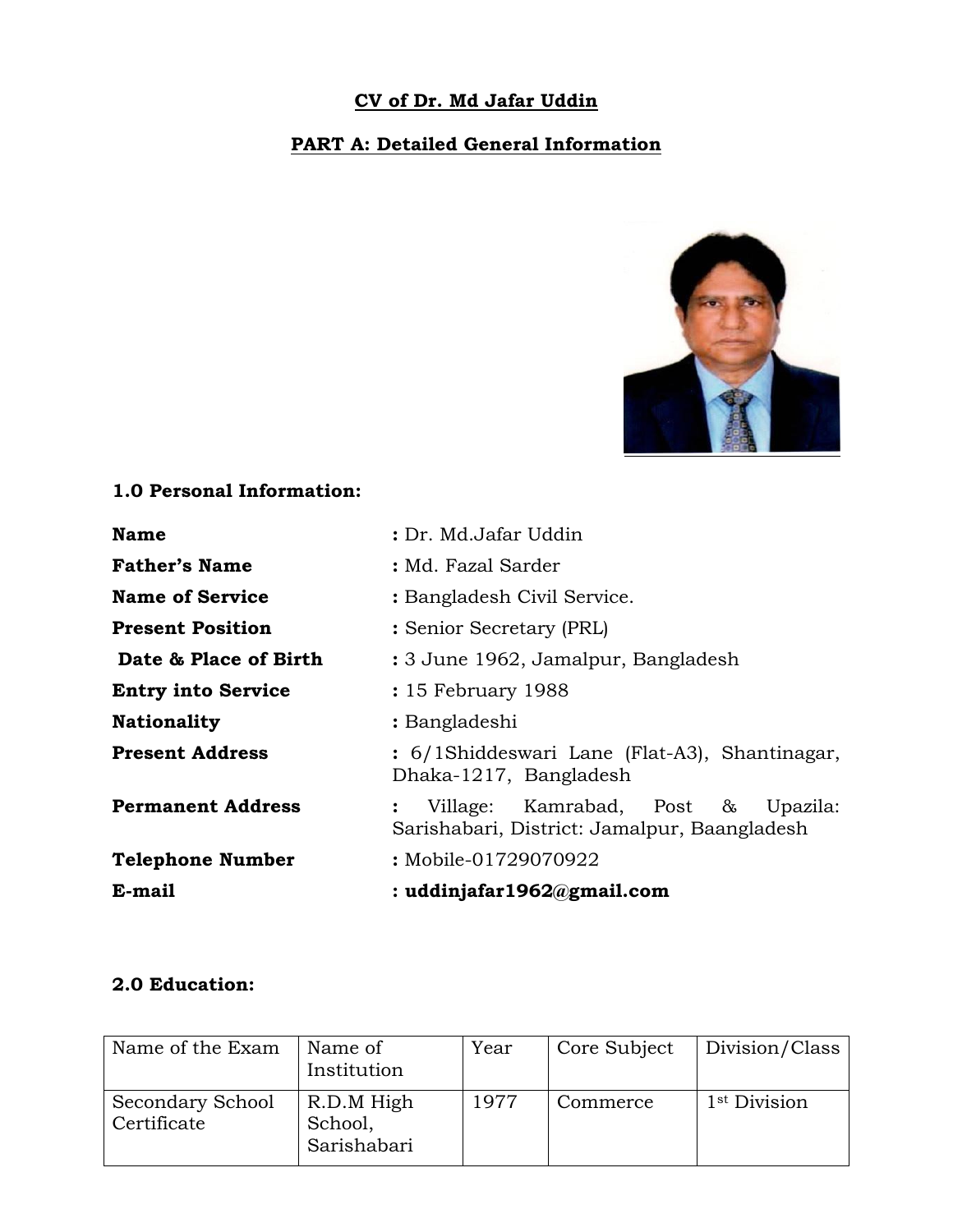# CV of Dr. Md Jafar Uddin

## PART A: Detailed General Information

### 1.0 Personal Information:

| | |
|---|---|
| **Name** | **:** Dr. Md.Jafar Uddin |
| **Father's Name** | **:** Md. Fazal Sarder |
| **Name of Service** | **:** Bangladesh Civil Service. |
| **Present Position** | **:** Senior Secretary (PRL) |
| **Date & Place of Birth** | **:** 3 June 1962, Jamalpur, Bangladesh |
| **Entry into Service** | **:** 15 February 1988 |
| **Nationality** | **:** Bangladeshi |
| **Present Address** | **:** 6/1Shiddeswari Lane (Flat-A3), Shantinagar, Dhaka-1217, Bangladesh |
| **Permanent Address** | **:** Village: Kamrabad, Post & Upazila: Sarishabari, District: Jamalpur, Baangladesh |
| **Telephone Number** | **:** Mobile-01729070922 |
| **E-mail** | **: uddinjafar1962@gmail.com** |

### 2.0 Education:

| Name of the Exam | Name of Institution | Year | Core Subject | Division/Class |
|---|---|---|---|---|
| Secondary School Certificate | R.D.M High School, Sarishabari | 1977 | Commerce | 1st Division |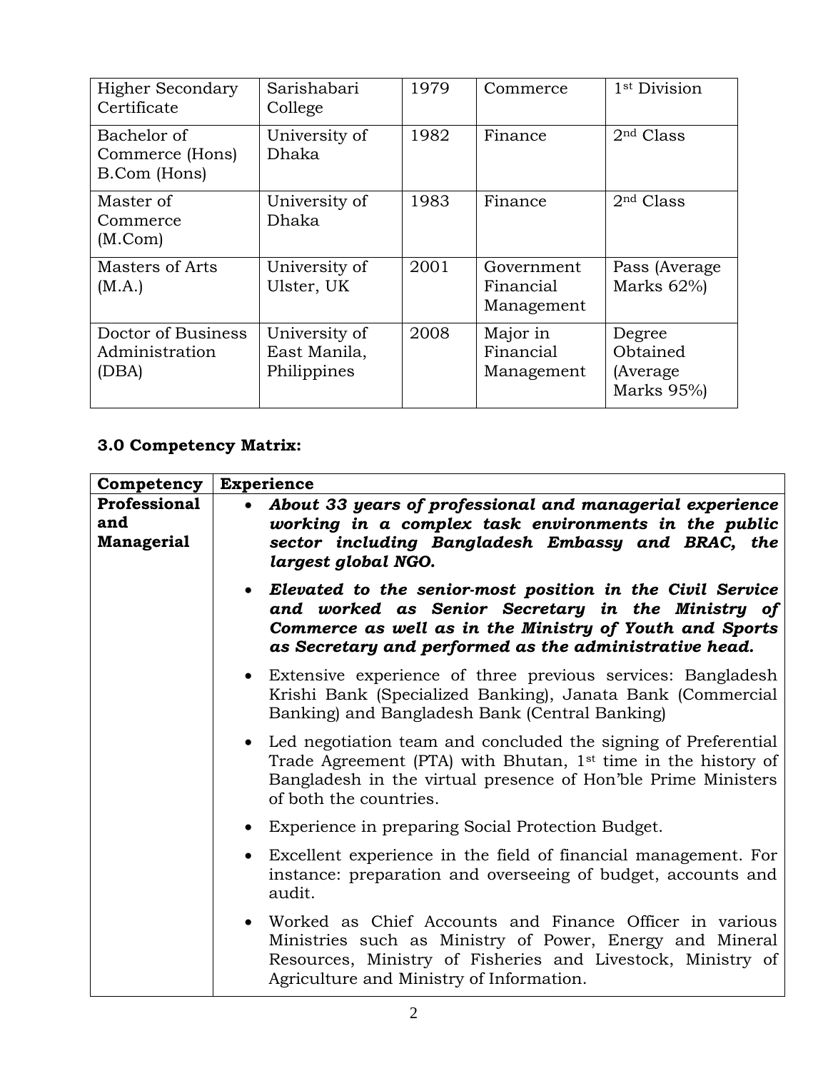| Higher Secondary Certificate | Sarishabari College | 1979 | Commerce | 1st Division |
|---|---|---|---|---|
| Bachelor of Commerce (Hons) B.Com (Hons) | University of Dhaka | 1982 | Finance | 2nd Class |
| Master of Commerce (M.Com) | University of Dhaka | 1983 | Finance | 2nd Class |
| Masters of Arts (M.A.) | University of Ulster, UK | 2001 | Government Financial Management | Pass (Average Marks 62%) |
| Doctor of Business Administration (DBA) | University of East Manila, Philippines | 2008 | Major in Financial Management | Degree Obtained (Average Marks 95%) |

### 3.0 Competency Matrix:

| Competency | Experience |
|---|---|
| **Professional and Managerial** | • ***About 33 years of professional and managerial experience working in a complex task environments in the public sector including Bangladesh Embassy and BRAC, the largest global NGO.***<br>• ***Elevated to the senior-most position in the Civil Service and worked as Senior Secretary in the Ministry of Commerce as well as in the Ministry of Youth and Sports as Secretary and performed as the administrative head.***<br>• Extensive experience of three previous services: Bangladesh Krishi Bank (Specialized Banking), Janata Bank (Commercial Banking) and Bangladesh Bank (Central Banking)<br>• Led negotiation team and concluded the signing of Preferential Trade Agreement (PTA) with Bhutan, 1st time in the history of Bangladesh in the virtual presence of Hon'ble Prime Ministers of both the countries.<br>• Experience in preparing Social Protection Budget.<br>• Excellent experience in the field of financial management. For instance: preparation and overseeing of budget, accounts and audit.<br>• Worked as Chief Accounts and Finance Officer in various Ministries such as Ministry of Power, Energy and Mineral Resources, Ministry of Fisheries and Livestock, Ministry of Agriculture and Ministry of Information. |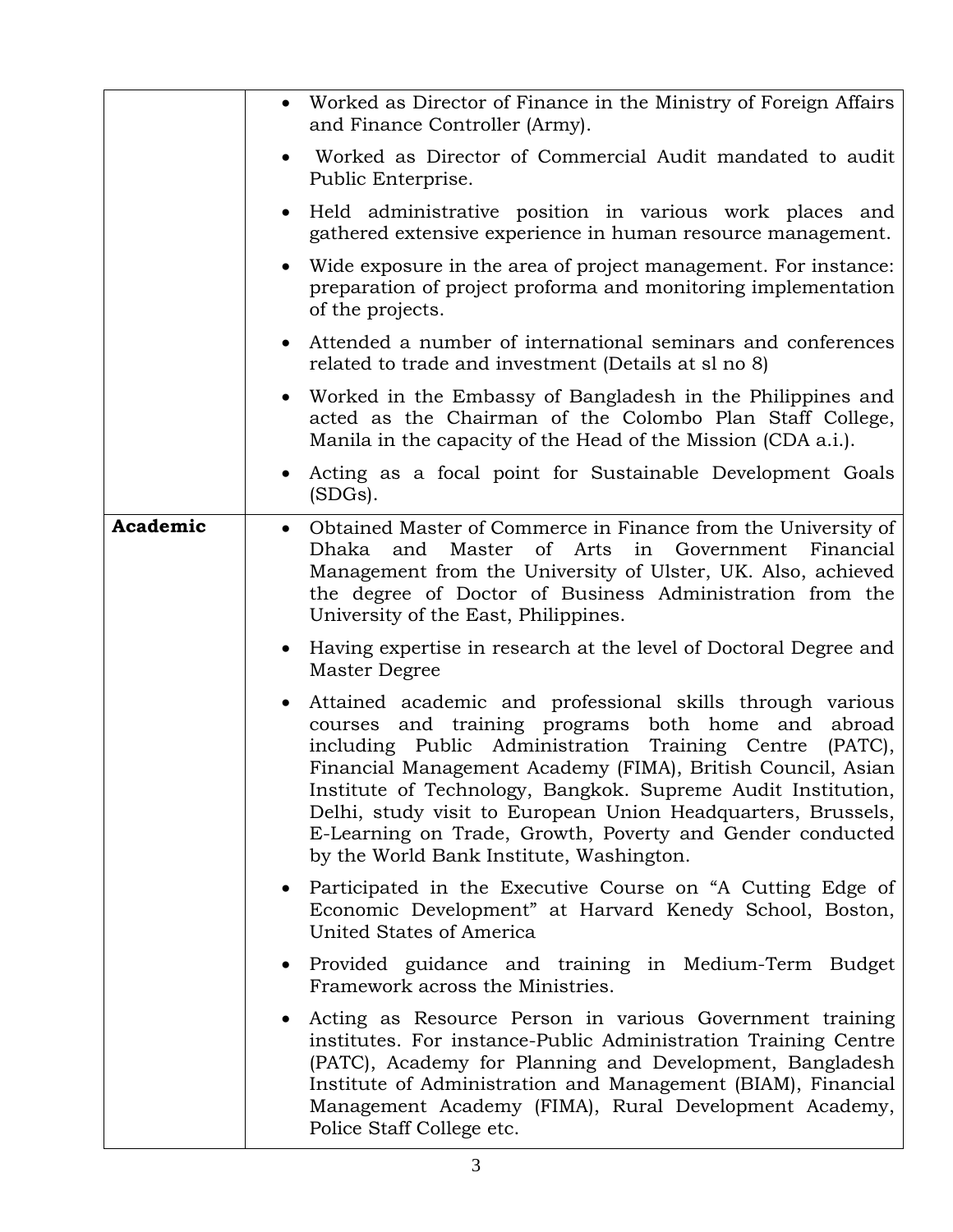| | |
|---|---|
| | • Worked as Director of Finance in the Ministry of Foreign Affairs and Finance Controller (Army).<br>• Worked as Director of Commercial Audit mandated to audit Public Enterprise.<br>• Held administrative position in various work places and gathered extensive experience in human resource management.<br>• Wide exposure in the area of project management. For instance: preparation of project proforma and monitoring implementation of the projects.<br>• Attended a number of international seminars and conferences related to trade and investment (Details at sl no 8)<br>• Worked in the Embassy of Bangladesh in the Philippines and acted as the Chairman of the Colombo Plan Staff College, Manila in the capacity of the Head of the Mission (CDA a.i.).<br>• Acting as a focal point for Sustainable Development Goals (SDGs). |
| **Academic** | • Obtained Master of Commerce in Finance from the University of Dhaka and Master of Arts in Government Financial Management from the University of Ulster, UK. Also, achieved the degree of Doctor of Business Administration from the University of the East, Philippines.<br>• Having expertise in research at the level of Doctoral Degree and Master Degree<br>• Attained academic and professional skills through various courses and training programs both home and abroad including Public Administration Training Centre (PATC), Financial Management Academy (FIMA), British Council, Asian Institute of Technology, Bangkok. Supreme Audit Institution, Delhi, study visit to European Union Headquarters, Brussels, E-Learning on Trade, Growth, Poverty and Gender conducted by the World Bank Institute, Washington.<br>• Participated in the Executive Course on "A Cutting Edge of Economic Development" at Harvard Kenedy School, Boston, United States of America<br>• Provided guidance and training in Medium-Term Budget Framework across the Ministries.<br>• Acting as Resource Person in various Government training institutes. For instance-Public Administration Training Centre (PATC), Academy for Planning and Development, Bangladesh Institute of Administration and Management (BIAM), Financial Management Academy (FIMA), Rural Development Academy, Police Staff College etc. |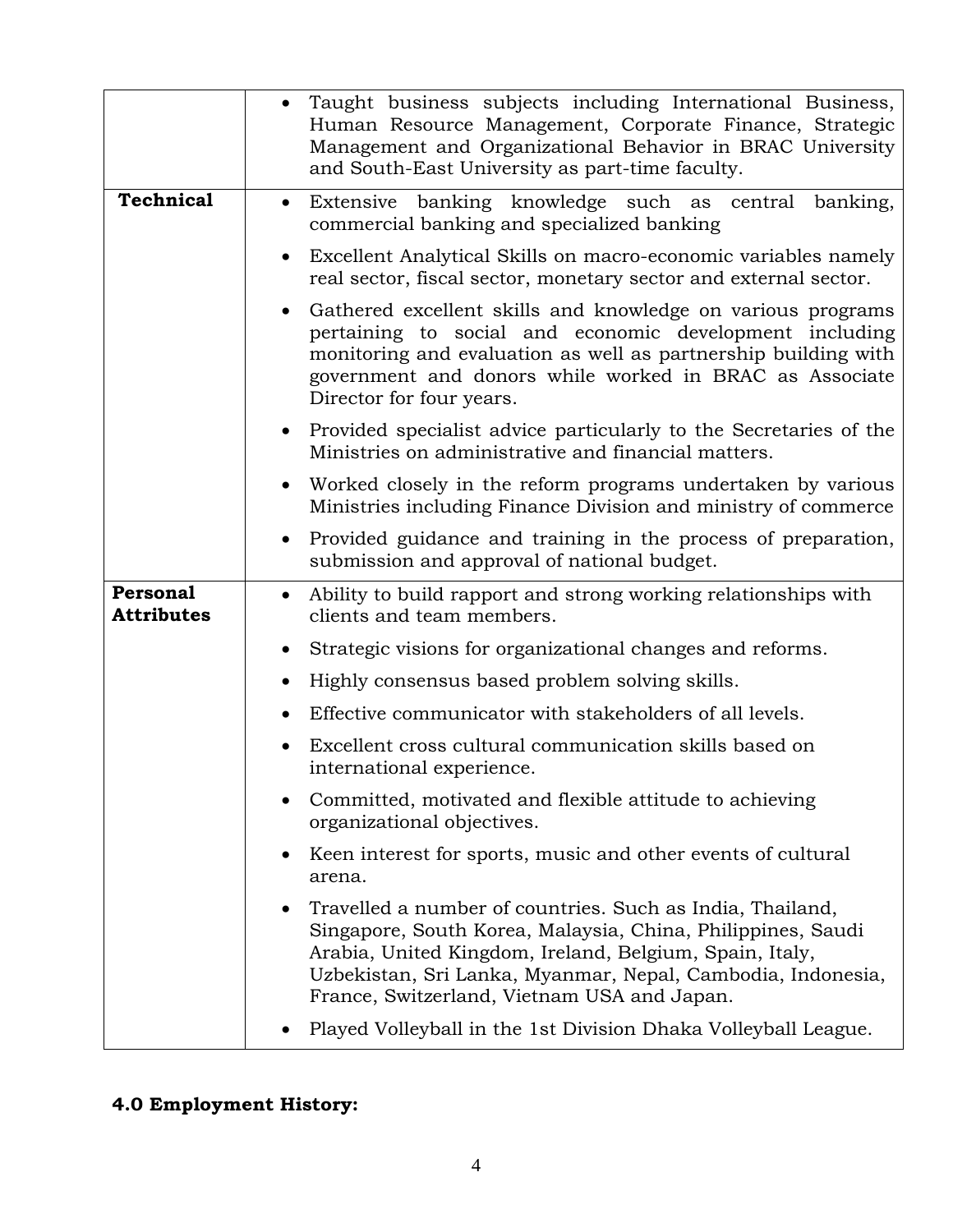| | |
|---|---|
| | • Taught business subjects including International Business, Human Resource Management, Corporate Finance, Strategic Management and Organizational Behavior in BRAC University and South-East University as part-time faculty. |
| **Technical** | • Extensive banking knowledge such as central banking, commercial banking and specialized banking<br>• Excellent Analytical Skills on macro-economic variables namely real sector, fiscal sector, monetary sector and external sector.<br>• Gathered excellent skills and knowledge on various programs pertaining to social and economic development including monitoring and evaluation as well as partnership building with government and donors while worked in BRAC as Associate Director for four years.<br>• Provided specialist advice particularly to the Secretaries of the Ministries on administrative and financial matters.<br>• Worked closely in the reform programs undertaken by various Ministries including Finance Division and ministry of commerce<br>• Provided guidance and training in the process of preparation, submission and approval of national budget. |
| **Personal Attributes** | • Ability to build rapport and strong working relationships with clients and team members.<br>• Strategic visions for organizational changes and reforms.<br>• Highly consensus based problem solving skills.<br>• Effective communicator with stakeholders of all levels.<br>• Excellent cross cultural communication skills based on international experience.<br>• Committed, motivated and flexible attitude to achieving organizational objectives.<br>• Keen interest for sports, music and other events of cultural arena.<br>• Travelled a number of countries. Such as India, Thailand, Singapore, South Korea, Malaysia, China, Philippines, Saudi Arabia, United Kingdom, Ireland, Belgium, Spain, Italy, Uzbekistan, Sri Lanka, Myanmar, Nepal, Cambodia, Indonesia, France, Switzerland, Vietnam USA and Japan.<br>• Played Volleyball in the 1st Division Dhaka Volleyball League. |

## 4.0 Employment History: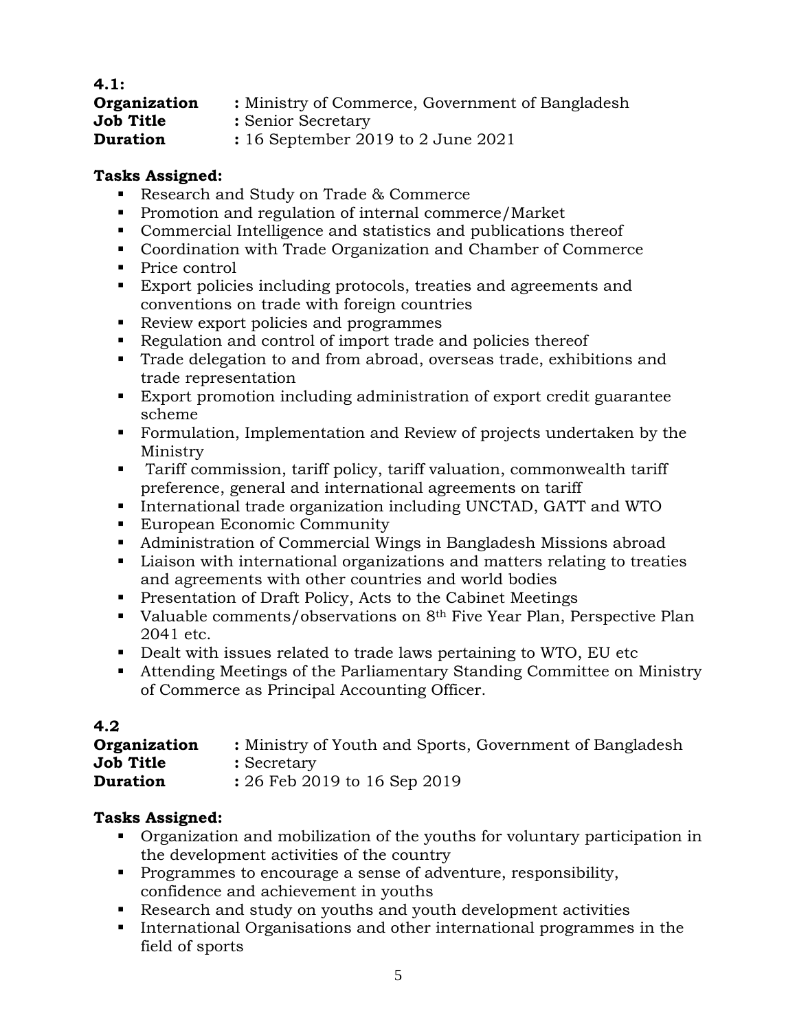**4.1:**

**Organization** : Ministry of Commerce, Government of Bangladesh
**Job Title** : Senior Secretary
**Duration** : 16 September 2019 to 2 June 2021

**Tasks Assigned:**

- Research and Study on Trade & Commerce
- Promotion and regulation of internal commerce/Market
- Commercial Intelligence and statistics and publications thereof
- Coordination with Trade Organization and Chamber of Commerce
- Price control
- Export policies including protocols, treaties and agreements and conventions on trade with foreign countries
- Review export policies and programmes
- Regulation and control of import trade and policies thereof
- Trade delegation to and from abroad, overseas trade, exhibitions and trade representation
- Export promotion including administration of export credit guarantee scheme
- Formulation, Implementation and Review of projects undertaken by the Ministry
- Tariff commission, tariff policy, tariff valuation, commonwealth tariff preference, general and international agreements on tariff
- International trade organization including UNCTAD, GATT and WTO
- European Economic Community
- Administration of Commercial Wings in Bangladesh Missions abroad
- Liaison with international organizations and matters relating to treaties and agreements with other countries and world bodies
- Presentation of Draft Policy, Acts to the Cabinet Meetings
- Valuable comments/observations on 8th Five Year Plan, Perspective Plan 2041 etc.
- Dealt with issues related to trade laws pertaining to WTO, EU etc
- Attending Meetings of the Parliamentary Standing Committee on Ministry of Commerce as Principal Accounting Officer.

**4.2**

**Organization** : Ministry of Youth and Sports, Government of Bangladesh
**Job Title** : Secretary
**Duration** : 26 Feb 2019 to 16 Sep 2019

**Tasks Assigned:**

- Organization and mobilization of the youths for voluntary participation in the development activities of the country
- Programmes to encourage a sense of adventure, responsibility, confidence and achievement in youths
- Research and study on youths and youth development activities
- International Organisations and other international programmes in the field of sports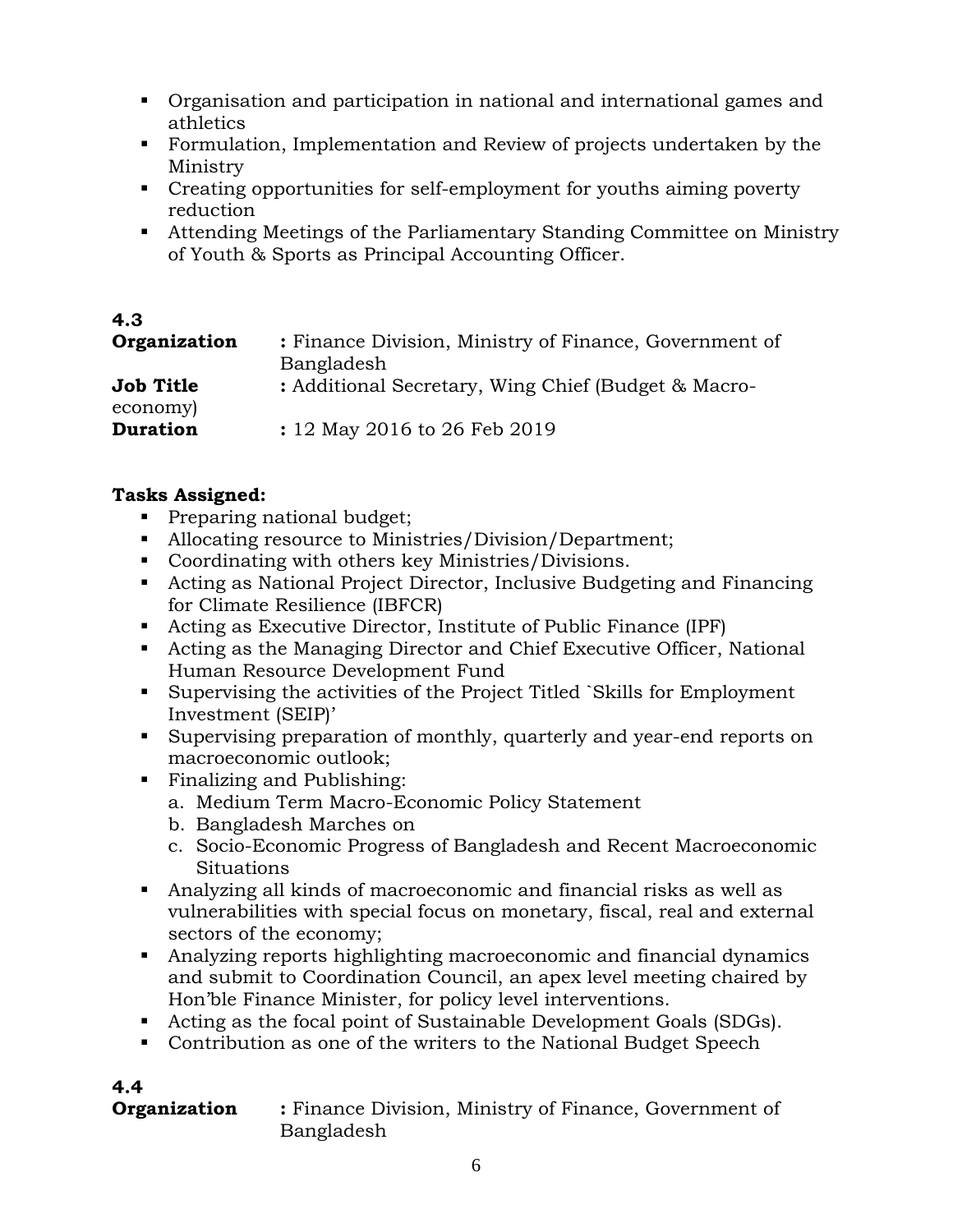- Organisation and participation in national and international games and athletics
- Formulation, Implementation and Review of projects undertaken by the Ministry
- Creating opportunities for self-employment for youths aiming poverty reduction
- Attending Meetings of the Parliamentary Standing Committee on Ministry of Youth & Sports as Principal Accounting Officer.

**4.3**

**Organization** : Finance Division, Ministry of Finance, Government of Bangladesh

**Job Title** : Additional Secretary, Wing Chief (Budget & Macro-economy)

**Duration** : 12 May 2016 to 26 Feb 2019

**Tasks Assigned:**

- Preparing national budget;
- Allocating resource to Ministries/Division/Department;
- Coordinating with others key Ministries/Divisions.
- Acting as National Project Director, Inclusive Budgeting and Financing for Climate Resilience (IBFCR)
- Acting as Executive Director, Institute of Public Finance (IPF)
- Acting as the Managing Director and Chief Executive Officer, National Human Resource Development Fund
- Supervising the activities of the Project Titled `Skills for Employment Investment (SEIP)'
- Supervising preparation of monthly, quarterly and year-end reports on macroeconomic outlook;
- Finalizing and Publishing:
  a. Medium Term Macro-Economic Policy Statement
  b. Bangladesh Marches on
  c. Socio-Economic Progress of Bangladesh and Recent Macroeconomic Situations
- Analyzing all kinds of macroeconomic and financial risks as well as vulnerabilities with special focus on monetary, fiscal, real and external sectors of the economy;
- Analyzing reports highlighting macroeconomic and financial dynamics and submit to Coordination Council, an apex level meeting chaired by Hon'ble Finance Minister, for policy level interventions.
- Acting as the focal point of Sustainable Development Goals (SDGs).
- Contribution as one of the writers to the National Budget Speech

**4.4**

**Organization** : Finance Division, Ministry of Finance, Government of Bangladesh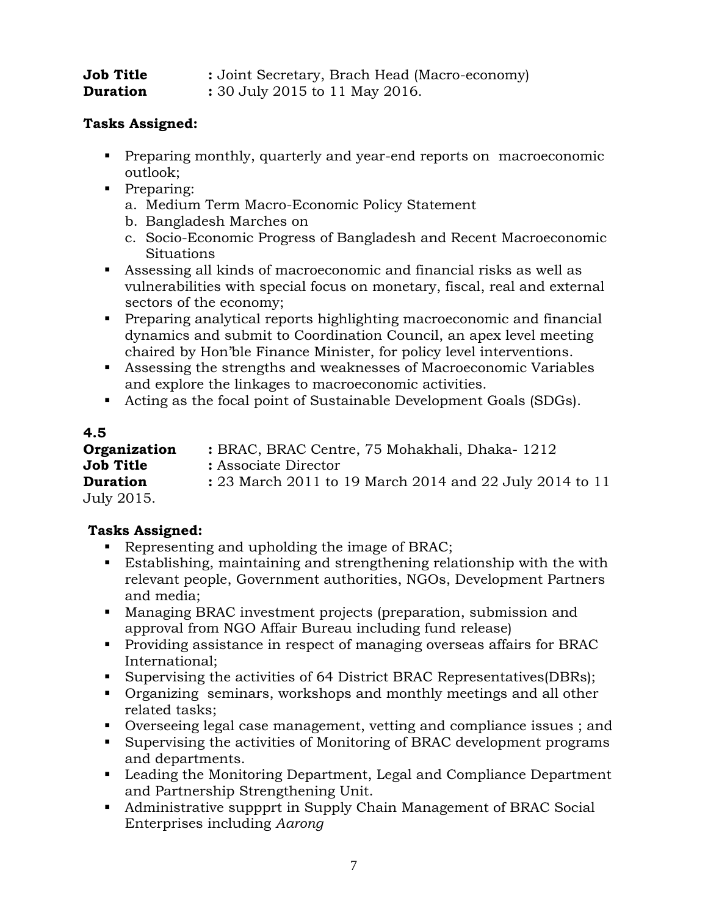**Job Title** : Joint Secretary, Brach Head (Macro-economy)
**Duration** : 30 July 2015 to 11 May 2016.

**Tasks Assigned:**

- Preparing monthly, quarterly and year-end reports on macroeconomic outlook;
- Preparing:
  a. Medium Term Macro-Economic Policy Statement
  b. Bangladesh Marches on
  c. Socio-Economic Progress of Bangladesh and Recent Macroeconomic Situations
- Assessing all kinds of macroeconomic and financial risks as well as vulnerabilities with special focus on monetary, fiscal, real and external sectors of the economy;
- Preparing analytical reports highlighting macroeconomic and financial dynamics and submit to Coordination Council, an apex level meeting chaired by Hon'ble Finance Minister, for policy level interventions.
- Assessing the strengths and weaknesses of Macroeconomic Variables and explore the linkages to macroeconomic activities.
- Acting as the focal point of Sustainable Development Goals (SDGs).

**4.5**
**Organization** : BRAC, BRAC Centre, 75 Mohakhali, Dhaka- 1212
**Job Title** : Associate Director
**Duration** : 23 March 2011 to 19 March 2014 and 22 July 2014 to 11 July 2015.

**Tasks Assigned:**

- Representing and upholding the image of BRAC;
- Establishing, maintaining and strengthening relationship with the with relevant people, Government authorities, NGOs, Development Partners and media;
- Managing BRAC investment projects (preparation, submission and approval from NGO Affair Bureau including fund release)
- Providing assistance in respect of managing overseas affairs for BRAC International;
- Supervising the activities of 64 District BRAC Representatives(DBRs);
- Organizing seminars, workshops and monthly meetings and all other related tasks;
- Overseeing legal case management, vetting and compliance issues ; and
- Supervising the activities of Monitoring of BRAC development programs and departments.
- Leading the Monitoring Department, Legal and Compliance Department and Partnership Strengthening Unit.
- Administrative suppprt in Supply Chain Management of BRAC Social Enterprises including *Aarong*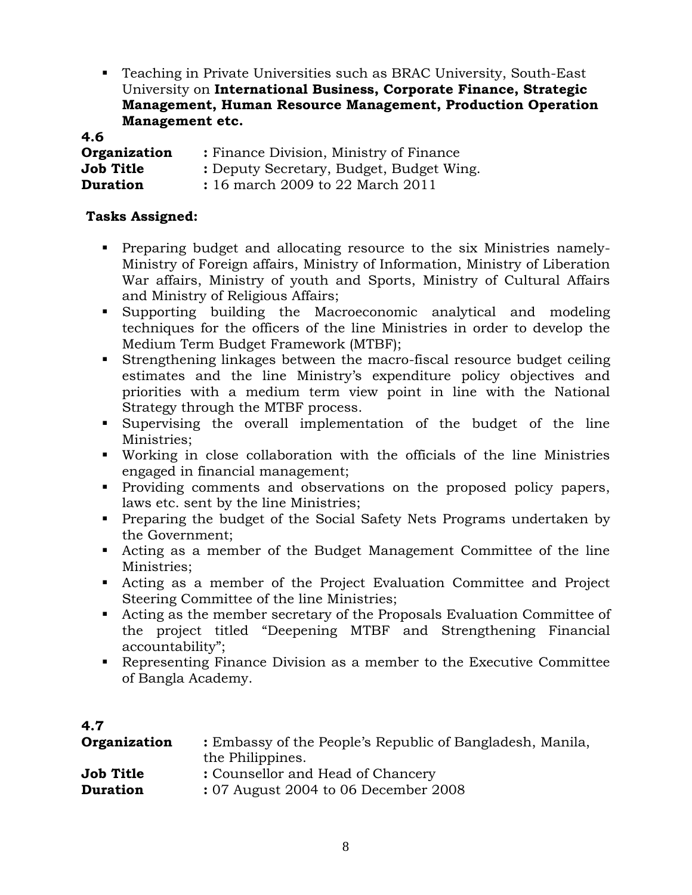- Teaching in Private Universities such as BRAC University, South-East University on **International Business, Corporate Finance, Strategic Management, Human Resource Management, Production Operation Management etc.**

**4.6**

**Organization** : Finance Division, Ministry of Finance
**Job Title** : Deputy Secretary, Budget, Budget Wing.
**Duration** : 16 march 2009 to 22 March 2011

**Tasks Assigned:**

- Preparing budget and allocating resource to the six Ministries namely- Ministry of Foreign affairs, Ministry of Information, Ministry of Liberation War affairs, Ministry of youth and Sports, Ministry of Cultural Affairs and Ministry of Religious Affairs;
- Supporting building the Macroeconomic analytical and modeling techniques for the officers of the line Ministries in order to develop the Medium Term Budget Framework (MTBF);
- Strengthening linkages between the macro-fiscal resource budget ceiling estimates and the line Ministry's expenditure policy objectives and priorities with a medium term view point in line with the National Strategy through the MTBF process.
- Supervising the overall implementation of the budget of the line Ministries;
- Working in close collaboration with the officials of the line Ministries engaged in financial management;
- Providing comments and observations on the proposed policy papers, laws etc. sent by the line Ministries;
- Preparing the budget of the Social Safety Nets Programs undertaken by the Government;
- Acting as a member of the Budget Management Committee of the line Ministries;
- Acting as a member of the Project Evaluation Committee and Project Steering Committee of the line Ministries;
- Acting as the member secretary of the Proposals Evaluation Committee of the project titled "Deepening MTBF and Strengthening Financial accountability";
- Representing Finance Division as a member to the Executive Committee of Bangla Academy.

**4.7**

**Organization** : Embassy of the People's Republic of Bangladesh, Manila, the Philippines.
**Job Title** : Counsellor and Head of Chancery
**Duration** : 07 August 2004 to 06 December 2008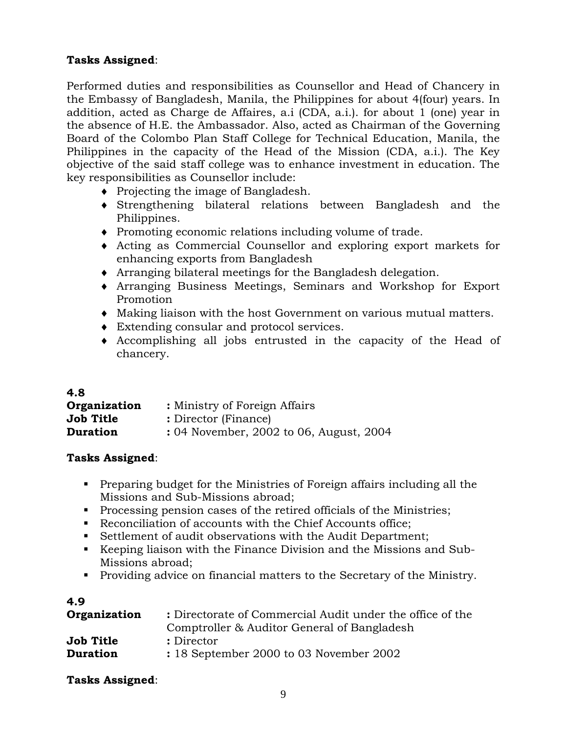**Tasks Assigned**:

Performed duties and responsibilities as Counsellor and Head of Chancery in the Embassy of Bangladesh, Manila, the Philippines for about 4(four) years. In addition, acted as Charge de Affaires, a.i (CDA, a.i.). for about 1 (one) year in the absence of H.E. the Ambassador. Also, acted as Chairman of the Governing Board of the Colombo Plan Staff College for Technical Education, Manila, the Philippines in the capacity of the Head of the Mission (CDA, a.i.). The Key objective of the said staff college was to enhance investment in education. The key responsibilities as Counsellor include:

- Projecting the image of Bangladesh.
- Strengthening bilateral relations between Bangladesh and the Philippines.
- Promoting economic relations including volume of trade.
- Acting as Commercial Counsellor and exploring export markets for enhancing exports from Bangladesh
- Arranging bilateral meetings for the Bangladesh delegation.
- Arranging Business Meetings, Seminars and Workshop for Export Promotion
- Making liaison with the host Government on various mutual matters.
- Extending consular and protocol services.
- Accomplishing all jobs entrusted in the capacity of the Head of chancery.

**4.8**

**Organization** : Ministry of Foreign Affairs
**Job Title** : Director (Finance)
**Duration** : 04 November, 2002 to 06, August, 2004

**Tasks Assigned**:

- Preparing budget for the Ministries of Foreign affairs including all the Missions and Sub-Missions abroad;
- Processing pension cases of the retired officials of the Ministries;
- Reconciliation of accounts with the Chief Accounts office;
- Settlement of audit observations with the Audit Department;
- Keeping liaison with the Finance Division and the Missions and Sub-Missions abroad;
- Providing advice on financial matters to the Secretary of the Ministry.

**4.9**

**Organization** : Directorate of Commercial Audit under the office of the Comptroller & Auditor General of Bangladesh
**Job Title** : Director
**Duration** : 18 September 2000 to 03 November 2002

**Tasks Assigned**: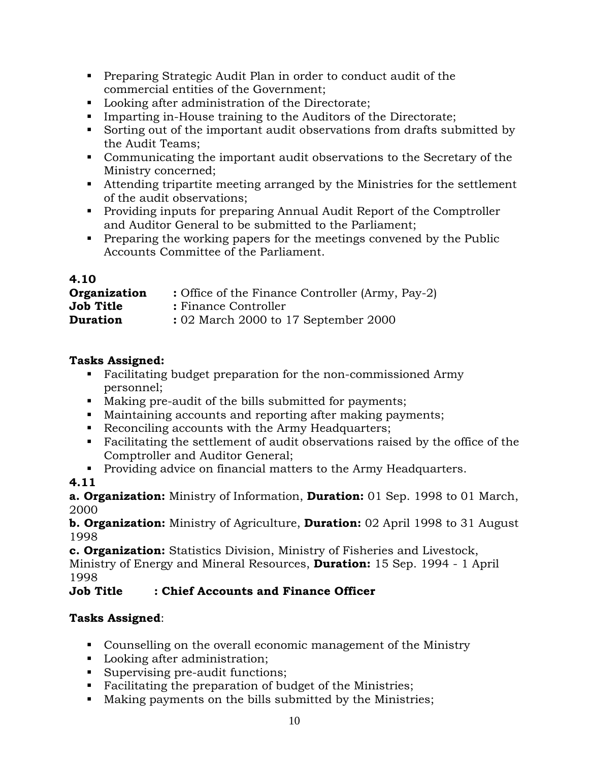- Preparing Strategic Audit Plan in order to conduct audit of the commercial entities of the Government;
- Looking after administration of the Directorate;
- Imparting in-House training to the Auditors of the Directorate;
- Sorting out of the important audit observations from drafts submitted by the Audit Teams;
- Communicating the important audit observations to the Secretary of the Ministry concerned;
- Attending tripartite meeting arranged by the Ministries for the settlement of the audit observations;
- Providing inputs for preparing Annual Audit Report of the Comptroller and Auditor General to be submitted to the Parliament;
- Preparing the working papers for the meetings convened by the Public Accounts Committee of the Parliament.

**4.10**

**Organization** : Office of the Finance Controller (Army, Pay-2)
**Job Title** : Finance Controller
**Duration** : 02 March 2000 to 17 September 2000

**Tasks Assigned:**

- Facilitating budget preparation for the non-commissioned Army personnel;
- Making pre-audit of the bills submitted for payments;
- Maintaining accounts and reporting after making payments;
- Reconciling accounts with the Army Headquarters;
- Facilitating the settlement of audit observations raised by the office of the Comptroller and Auditor General;
- Providing advice on financial matters to the Army Headquarters.

**4.11**

**a. Organization:** Ministry of Information, **Duration:** 01 Sep. 1998 to 01 March, 2000

**b. Organization:** Ministry of Agriculture, **Duration:** 02 April 1998 to 31 August 1998

**c. Organization:** Statistics Division, Ministry of Fisheries and Livestock, Ministry of Energy and Mineral Resources, **Duration:** 15 Sep. 1994 - 1 April 1998

**Job Title : Chief Accounts and Finance Officer**

**Tasks Assigned**:

- Counselling on the overall economic management of the Ministry
- Looking after administration;
- Supervising pre-audit functions;
- Facilitating the preparation of budget of the Ministries;
- Making payments on the bills submitted by the Ministries;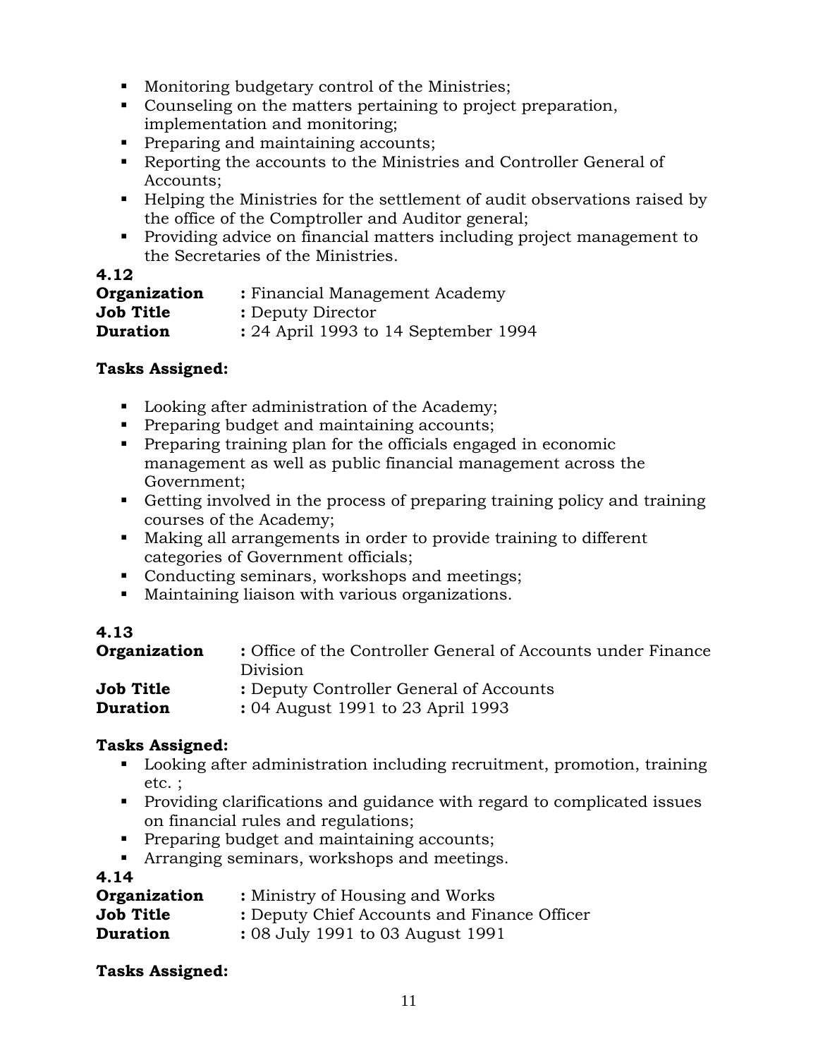- Monitoring budgetary control of the Ministries;
- Counseling on the matters pertaining to project preparation, implementation and monitoring;
- Preparing and maintaining accounts;
- Reporting the accounts to the Ministries and Controller General of Accounts;
- Helping the Ministries for the settlement of audit observations raised by the office of the Comptroller and Auditor general;
- Providing advice on financial matters including project management to the Secretaries of the Ministries.

**4.12**

**Organization** : Financial Management Academy
**Job Title** : Deputy Director
**Duration** : 24 April 1993 to 14 September 1994

**Tasks Assigned:**

- Looking after administration of the Academy;
- Preparing budget and maintaining accounts;
- Preparing training plan for the officials engaged in economic management as well as public financial management across the Government;
- Getting involved in the process of preparing training policy and training courses of the Academy;
- Making all arrangements in order to provide training to different categories of Government officials;
- Conducting seminars, workshops and meetings;
- Maintaining liaison with various organizations.

**4.13**

**Organization** : Office of the Controller General of Accounts under Finance Division
**Job Title** : Deputy Controller General of Accounts
**Duration** : 04 August 1991 to 23 April 1993

**Tasks Assigned:**

- Looking after administration including recruitment, promotion, training etc. ;
- Providing clarifications and guidance with regard to complicated issues on financial rules and regulations;
- Preparing budget and maintaining accounts;
- Arranging seminars, workshops and meetings.

**4.14**

**Organization** : Ministry of Housing and Works
**Job Title** : Deputy Chief Accounts and Finance Officer
**Duration** : 08 July 1991 to 03 August 1991

**Tasks Assigned:**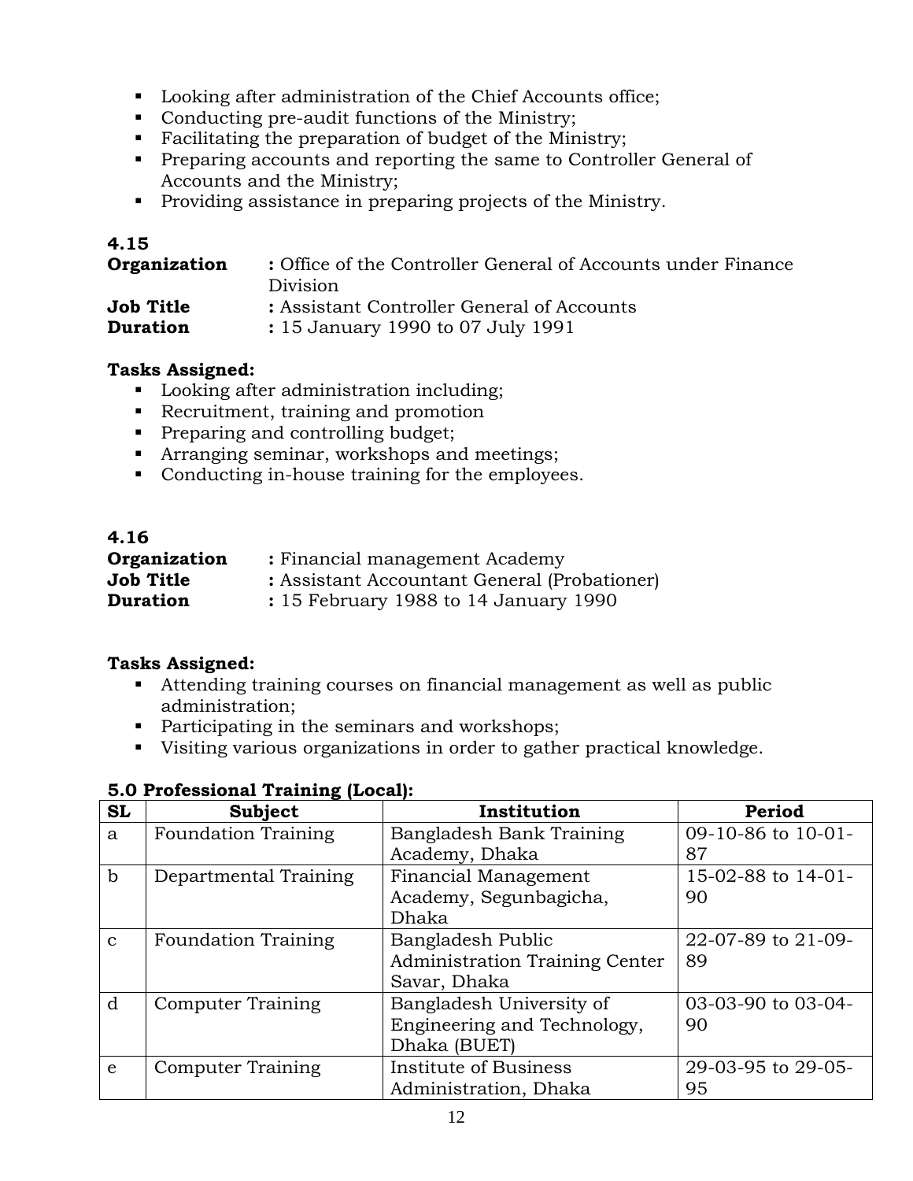- Looking after administration of the Chief Accounts office;
- Conducting pre-audit functions of the Ministry;
- Facilitating the preparation of budget of the Ministry;
- Preparing accounts and reporting the same to Controller General of Accounts and the Ministry;
- Providing assistance in preparing projects of the Ministry.

**4.15**

**Organization** : Office of the Controller General of Accounts under Finance Division
**Job Title** : Assistant Controller General of Accounts
**Duration** : 15 January 1990 to 07 July 1991

**Tasks Assigned:**

- Looking after administration including;
- Recruitment, training and promotion
- Preparing and controlling budget;
- Arranging seminar, workshops and meetings;
- Conducting in-house training for the employees.

**4.16**

**Organization** : Financial management Academy
**Job Title** : Assistant Accountant General (Probationer)
**Duration** : 15 February 1988 to 14 January 1990

**Tasks Assigned:**

- Attending training courses on financial management as well as public administration;
- Participating in the seminars and workshops;
- Visiting various organizations in order to gather practical knowledge.

**5.0 Professional Training (Local):**

| SL | Subject | Institution | Period |
|---|---|---|---|
| a | Foundation Training | Bangladesh Bank Training Academy, Dhaka | 09-10-86 to 10-01-87 |
| b | Departmental Training | Financial Management Academy, Segunbagicha, Dhaka | 15-02-88 to 14-01-90 |
| c | Foundation Training | Bangladesh Public Administration Training Center Savar, Dhaka | 22-07-89 to 21-09-89 |
| d | Computer Training | Bangladesh University of Engineering and Technology, Dhaka (BUET) | 03-03-90 to 03-04-90 |
| e | Computer Training | Institute of Business Administration, Dhaka | 29-03-95 to 29-05-95 |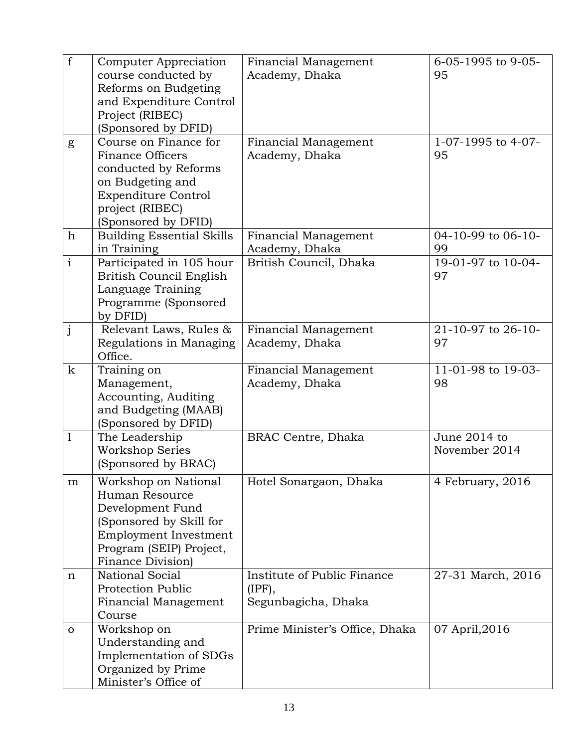| f | Computer Appreciation course conducted by Reforms on Budgeting and Expenditure Control Project (RIBEC) (Sponsored by DFID) | Financial Management Academy, Dhaka | 6-05-1995 to 9-05-95 |
|---|---|---|---|
| g | Course on Finance for Finance Officers conducted by Reforms on Budgeting and Expenditure Control project (RIBEC) (Sponsored by DFID) | Financial Management Academy, Dhaka | 1-07-1995 to 4-07-95 |
| h | Building Essential Skills in Training | Financial Management Academy, Dhaka | 04-10-99 to 06-10-99 |
| i | Participated in 105 hour British Council English Language Training Programme (Sponsored by DFID) | British Council, Dhaka | 19-01-97 to 10-04-97 |
| j | Relevant Laws, Rules & Regulations in Managing Office. | Financial Management Academy, Dhaka | 21-10-97 to 26-10-97 |
| k | Training on Management, Accounting, Auditing and Budgeting (MAAB) (Sponsored by DFID) | Financial Management Academy, Dhaka | 11-01-98 to 19-03-98 |
| l | The Leadership Workshop Series (Sponsored by BRAC) | BRAC Centre, Dhaka | June 2014 to November 2014 |
| m | Workshop on National Human Resource Development Fund (Sponsored by Skill for Employment Investment Program (SEIP) Project, Finance Division) | Hotel Sonargaon, Dhaka | 4 February, 2016 |
| n | National Social Protection Public Financial Management Course | Institute of Public Finance (IPF), Segunbagicha, Dhaka | 27-31 March, 2016 |
| o | Workshop on Understanding and Implementation of SDGs Organized by Prime Minister's Office of | Prime Minister's Office, Dhaka | 07 April,2016 |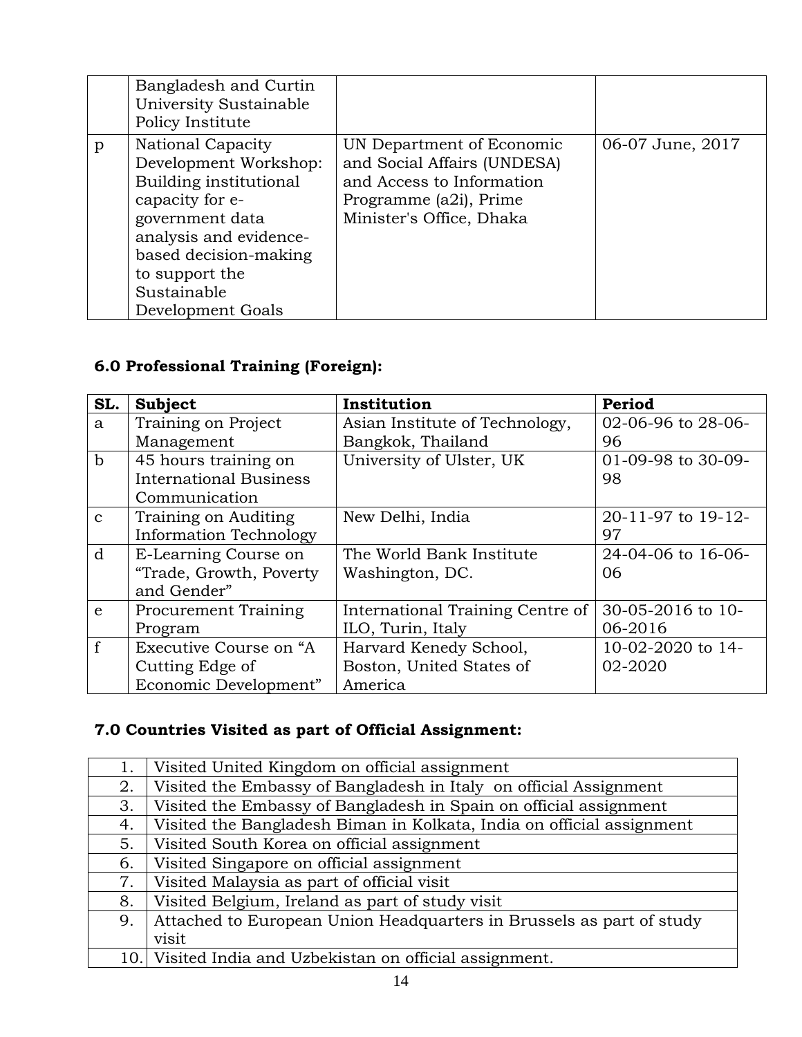| | Bangladesh and Curtin University Sustainable Policy Institute | | |
|---|---|---|---|
| p | National Capacity Development Workshop: Building institutional capacity for e-government data analysis and evidence-based decision-making to support the Sustainable Development Goals | UN Department of Economic and Social Affairs (UNDESA) and Access to Information Programme (a2i), Prime Minister's Office, Dhaka | 06-07 June, 2017 |

### 6.0 Professional Training (Foreign):

| SL. | Subject | Institution | Period |
|---|---|---|---|
| a | Training on Project Management | Asian Institute of Technology, Bangkok, Thailand | 02-06-96 to 28-06-96 |
| b | 45 hours training on International Business Communication | University of Ulster, UK | 01-09-98 to 30-09-98 |
| c | Training on Auditing Information Technology | New Delhi, India | 20-11-97 to 19-12-97 |
| d | E-Learning Course on "Trade, Growth, Poverty and Gender" | The World Bank Institute Washington, DC. | 24-04-06 to 16-06-06 |
| e | Procurement Training Program | International Training Centre of ILO, Turin, Italy | 30-05-2016 to 10-06-2016 |
| f | Executive Course on "A Cutting Edge of Economic Development" | Harvard Kenedy School, Boston, United States of America | 10-02-2020 to 14-02-2020 |

### 7.0 Countries Visited as part of Official Assignment:

| | |
|---|---|
| 1. | Visited United Kingdom on official assignment |
| 2. | Visited the Embassy of Bangladesh in Italy on official Assignment |
| 3. | Visited the Embassy of Bangladesh in Spain on official assignment |
| 4. | Visited the Bangladesh Biman in Kolkata, India on official assignment |
| 5. | Visited South Korea on official assignment |
| 6. | Visited Singapore on official assignment |
| 7. | Visited Malaysia as part of official visit |
| 8. | Visited Belgium, Ireland as part of study visit |
| 9. | Attached to European Union Headquarters in Brussels as part of study visit |
| 10. | Visited India and Uzbekistan on official assignment. |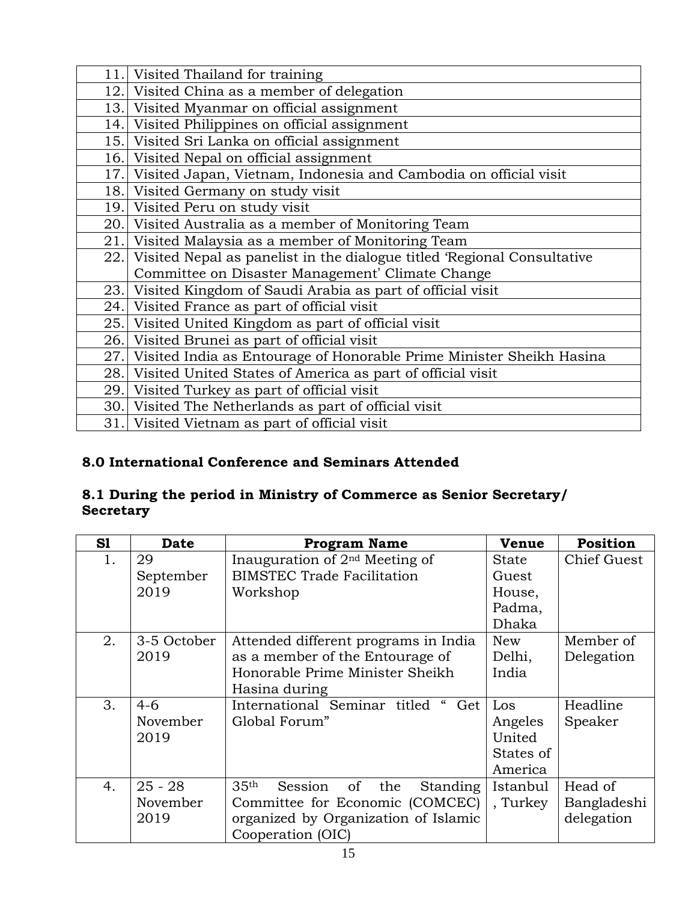| | |
|---|---|
| 11. | Visited Thailand for training |
| 12. | Visited China as a member of delegation |
| 13. | Visited Myanmar on official assignment |
| 14. | Visited Philippines on official assignment |
| 15. | Visited Sri Lanka on official assignment |
| 16. | Visited Nepal on official assignment |
| 17. | Visited Japan, Vietnam, Indonesia and Cambodia on official visit |
| 18. | Visited Germany on study visit |
| 19. | Visited Peru on study visit |
| 20. | Visited Australia as a member of Monitoring Team |
| 21. | Visited Malaysia as a member of Monitoring Team |
| 22. | Visited Nepal as panelist in the dialogue titled 'Regional Consultative Committee on Disaster Management' Climate Change |
| 23. | Visited Kingdom of Saudi Arabia as part of official visit |
| 24. | Visited France as part of official visit |
| 25. | Visited United Kingdom as part of official visit |
| 26. | Visited Brunei as part of official visit |
| 27. | Visited India as Entourage of Honorable Prime Minister Sheikh Hasina |
| 28. | Visited United States of America as part of official visit |
| 29. | Visited Turkey as part of official visit |
| 30. | Visited The Netherlands as part of official visit |
| 31. | Visited Vietnam as part of official visit |

## 8.0 International Conference and Seminars Attended

### 8.1 During the period in Ministry of Commerce as Senior Secretary/ Secretary

| Sl | Date | Program Name | Venue | Position |
|---|---|---|---|---|
| 1. | 29 September 2019 | Inauguration of 2nd Meeting of BIMSTEC Trade Facilitation Workshop | State Guest House, Padma, Dhaka | Chief Guest |
| 2. | 3-5 October 2019 | Attended different programs in India as a member of the Entourage of Honorable Prime Minister Sheikh Hasina during | New Delhi, India | Member of Delegation |
| 3. | 4-6 November 2019 | International Seminar titled " Get Global Forum" | Los Angeles United States of America | Headline Speaker |
| 4. | 25 - 28 November 2019 | 35th Session of the Standing Committee for Economic (COMCEC) organized by Organization of Islamic Cooperation (OIC) | Istanbul, Turkey | Head of Bangladeshi delegation |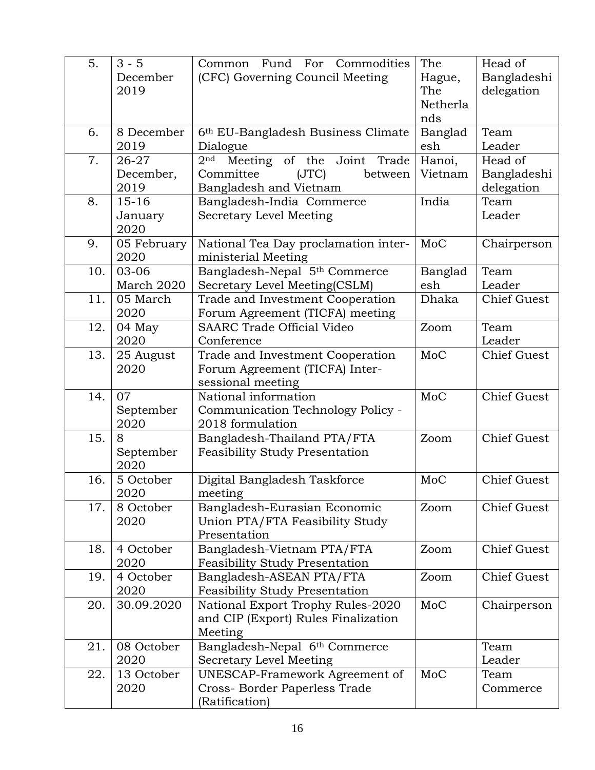| 5. | 3 - 5 December 2019 | Common Fund For Commodities (CFC) Governing Council Meeting | The Hague, The Netherlands | Head of Bangladeshi delegation |
|---|---|---|---|---|
| 6. | 8 December 2019 | 6th EU-Bangladesh Business Climate Dialogue | Bangladesh | Team Leader |
| 7. | 26-27 December, 2019 | 2nd Meeting of the Joint Trade Committee (JTC) between Bangladesh and Vietnam | Hanoi, Vietnam | Head of Bangladeshi delegation |
| 8. | 15-16 January 2020 | Bangladesh-India Commerce Secretary Level Meeting | India | Team Leader |
| 9. | 05 February 2020 | National Tea Day proclamation inter-ministerial Meeting | MoC | Chairperson |
| 10. | 03-06 March 2020 | Bangladesh-Nepal 5th Commerce Secretary Level Meeting(CSLM) | Bangladesh | Team Leader |
| 11. | 05 March 2020 | Trade and Investment Cooperation Forum Agreement (TICFA) meeting | Dhaka | Chief Guest |
| 12. | 04 May 2020 | SAARC Trade Official Video Conference | Zoom | Team Leader |
| 13. | 25 August 2020 | Trade and Investment Cooperation Forum Agreement (TICFA) Inter-sessional meeting | MoC | Chief Guest |
| 14. | 07 September 2020 | National information Communication Technology Policy - 2018 formulation | MoC | Chief Guest |
| 15. | 8 September 2020 | Bangladesh-Thailand PTA/FTA Feasibility Study Presentation | Zoom | Chief Guest |
| 16. | 5 October 2020 | Digital Bangladesh Taskforce meeting | MoC | Chief Guest |
| 17. | 8 October 2020 | Bangladesh-Eurasian Economic Union PTA/FTA Feasibility Study Presentation | Zoom | Chief Guest |
| 18. | 4 October 2020 | Bangladesh-Vietnam PTA/FTA Feasibility Study Presentation | Zoom | Chief Guest |
| 19. | 4 October 2020 | Bangladesh-ASEAN PTA/FTA Feasibility Study Presentation | Zoom | Chief Guest |
| 20. | 30.09.2020 | National Export Trophy Rules-2020 and CIP (Export) Rules Finalization Meeting | MoC | Chairperson |
| 21. | 08 October 2020 | Bangladesh-Nepal 6th Commerce Secretary Level Meeting | | Team Leader |
| 22. | 13 October 2020 | UNESCAP-Framework Agreement of Cross- Border Paperless Trade (Ratification) | MoC | Team Commerce |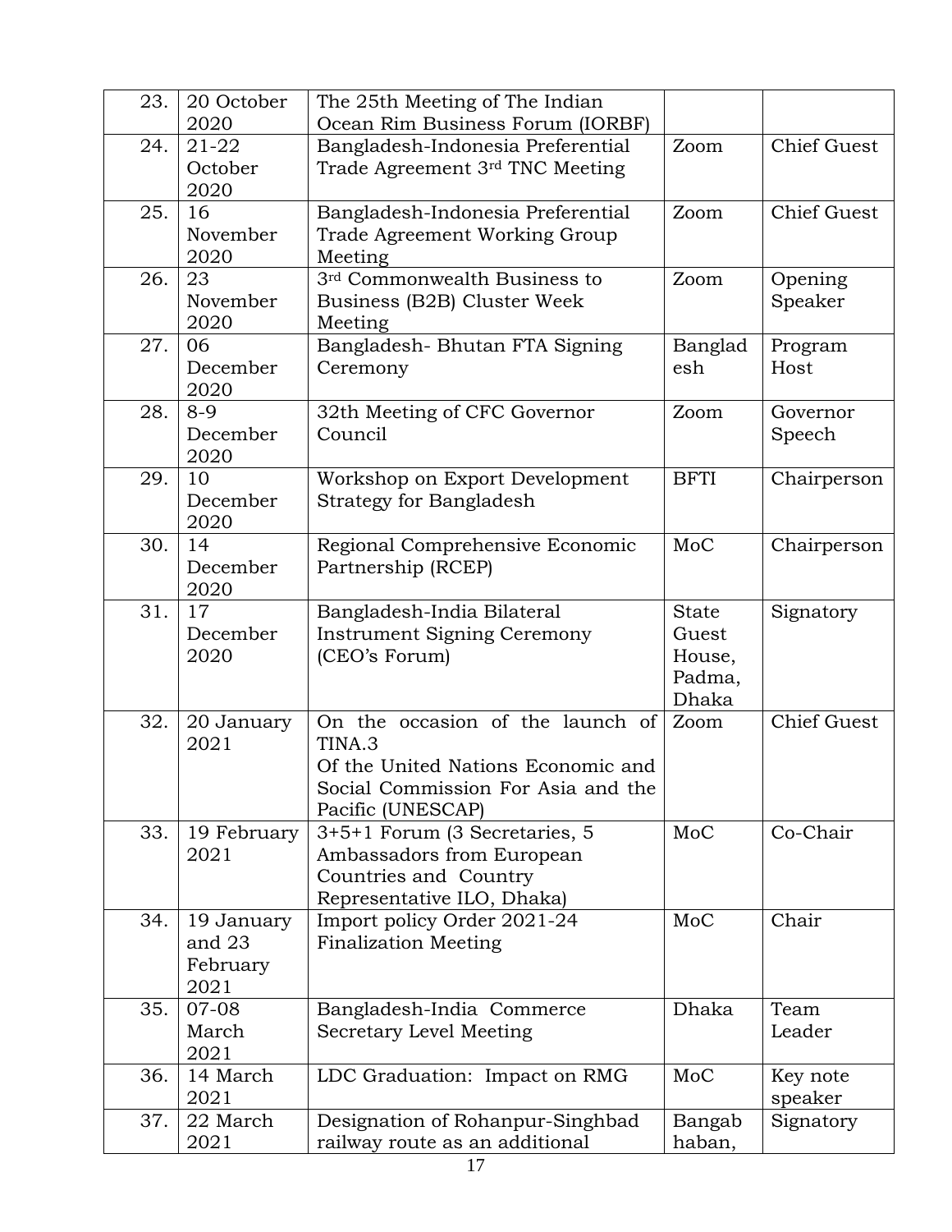| 23. | 20 October 2020 | The 25th Meeting of The Indian Ocean Rim Business Forum (IORBF) | | |
|---|---|---|---|---|
| 24. | 21-22 October 2020 | Bangladesh-Indonesia Preferential Trade Agreement 3rd TNC Meeting | Zoom | Chief Guest |
| 25. | 16 November 2020 | Bangladesh-Indonesia Preferential Trade Agreement Working Group Meeting | Zoom | Chief Guest |
| 26. | 23 November 2020 | 3rd Commonwealth Business to Business (B2B) Cluster Week Meeting | Zoom | Opening Speaker |
| 27. | 06 December 2020 | Bangladesh- Bhutan FTA Signing Ceremony | Bangladesh | Program Host |
| 28. | 8-9 December 2020 | 32th Meeting of CFC Governor Council | Zoom | Governor Speech |
| 29. | 10 December 2020 | Workshop on Export Development Strategy for Bangladesh | BFTI | Chairperson |
| 30. | 14 December 2020 | Regional Comprehensive Economic Partnership (RCEP) | MoC | Chairperson |
| 31. | 17 December 2020 | Bangladesh-India Bilateral Instrument Signing Ceremony (CEO's Forum) | State Guest House, Padma, Dhaka | Signatory |
| 32. | 20 January 2021 | On the occasion of the launch of TINA.3 Of the United Nations Economic and Social Commission For Asia and the Pacific (UNESCAP) | Zoom | Chief Guest |
| 33. | 19 February 2021 | 3+5+1 Forum (3 Secretaries, 5 Ambassadors from European Countries and Country Representative ILO, Dhaka) | MoC | Co-Chair |
| 34. | 19 January and 23 February 2021 | Import policy Order 2021-24 Finalization Meeting | MoC | Chair |
| 35. | 07-08 March 2021 | Bangladesh-India Commerce Secretary Level Meeting | Dhaka | Team Leader |
| 36. | 14 March 2021 | LDC Graduation: Impact on RMG | MoC | Key note speaker |
| 37. | 22 March 2021 | Designation of Rohanpur-Singhbad railway route as an additional | Bangabhaban, | Signatory |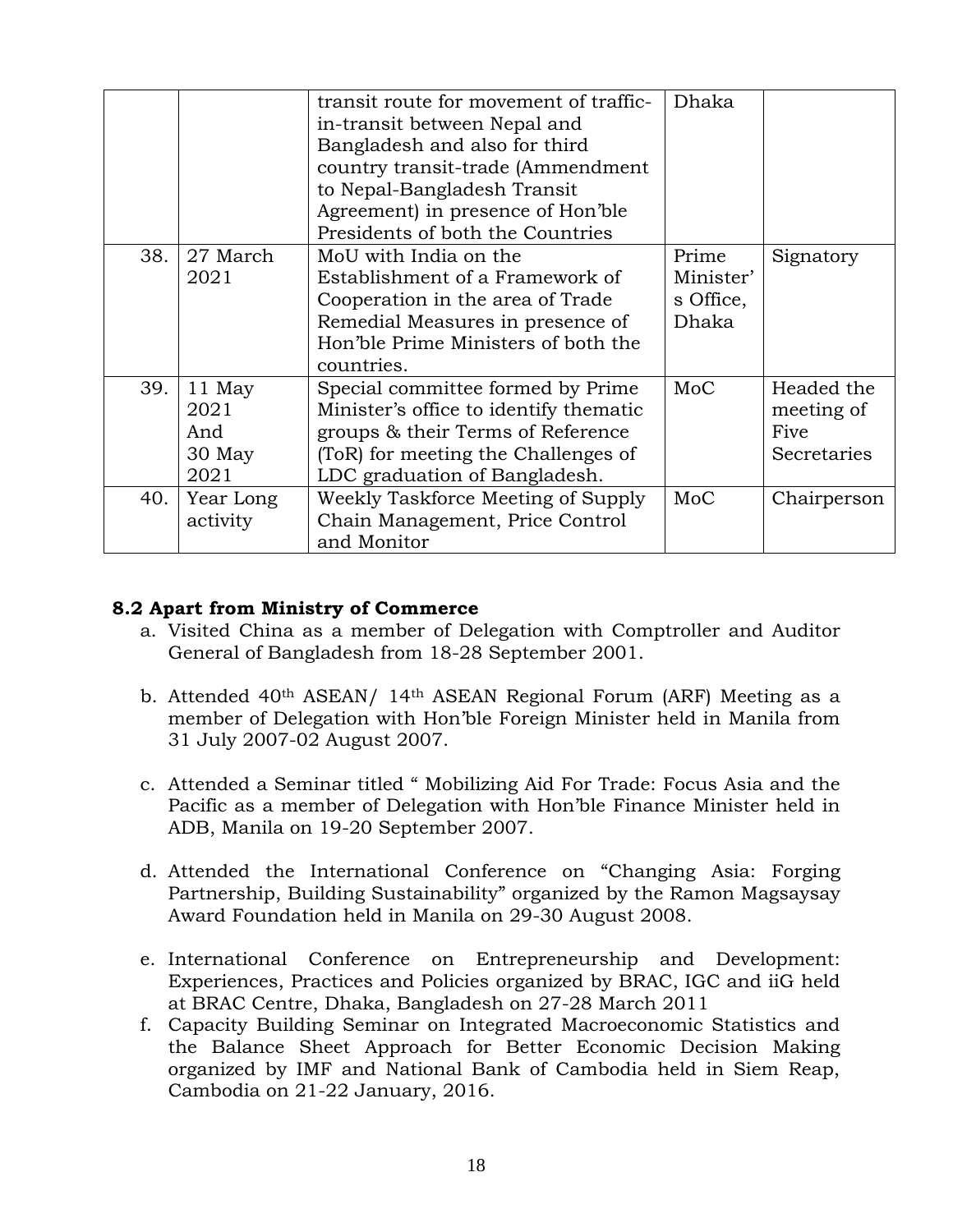|  |  | transit route for movement of traffic-in-transit between Nepal and Bangladesh and also for third country transit-trade (Ammendment to Nepal-Bangladesh Transit Agreement) in presence of Hon'ble Presidents of both the Countries | Dhaka |  |
|---|---|---|---|---|
| 38. | 27 March 2021 | MoU with India on the Establishment of a Framework of Cooperation in the area of Trade Remedial Measures in presence of Hon'ble Prime Ministers of both the countries. | Prime Minister's Office, Dhaka | Signatory |
| 39. | 11 May 2021 And 30 May 2021 | Special committee formed by Prime Minister's office to identify thematic groups & their Terms of Reference (ToR) for meeting the Challenges of LDC graduation of Bangladesh. | MoC | Headed the meeting of Five Secretaries |
| 40. | Year Long activity | Weekly Taskforce Meeting of Supply Chain Management, Price Control and Monitor | MoC | Chairperson |

### 8.2 Apart from Ministry of Commerce

a. Visited China as a member of Delegation with Comptroller and Auditor General of Bangladesh from 18-28 September 2001.

b. Attended 40th ASEAN/ 14th ASEAN Regional Forum (ARF) Meeting as a member of Delegation with Hon'ble Foreign Minister held in Manila from 31 July 2007-02 August 2007.

c. Attended a Seminar titled " Mobilizing Aid For Trade: Focus Asia and the Pacific as a member of Delegation with Hon'ble Finance Minister held in ADB, Manila on 19-20 September 2007.

d. Attended the International Conference on "Changing Asia: Forging Partnership, Building Sustainability" organized by the Ramon Magsaysay Award Foundation held in Manila on 29-30 August 2008.

e. International Conference on Entrepreneurship and Development: Experiences, Practices and Policies organized by BRAC, IGC and iiG held at BRAC Centre, Dhaka, Bangladesh on 27-28 March 2011

f. Capacity Building Seminar on Integrated Macroeconomic Statistics and the Balance Sheet Approach for Better Economic Decision Making organized by IMF and National Bank of Cambodia held in Siem Reap, Cambodia on 21-22 January, 2016.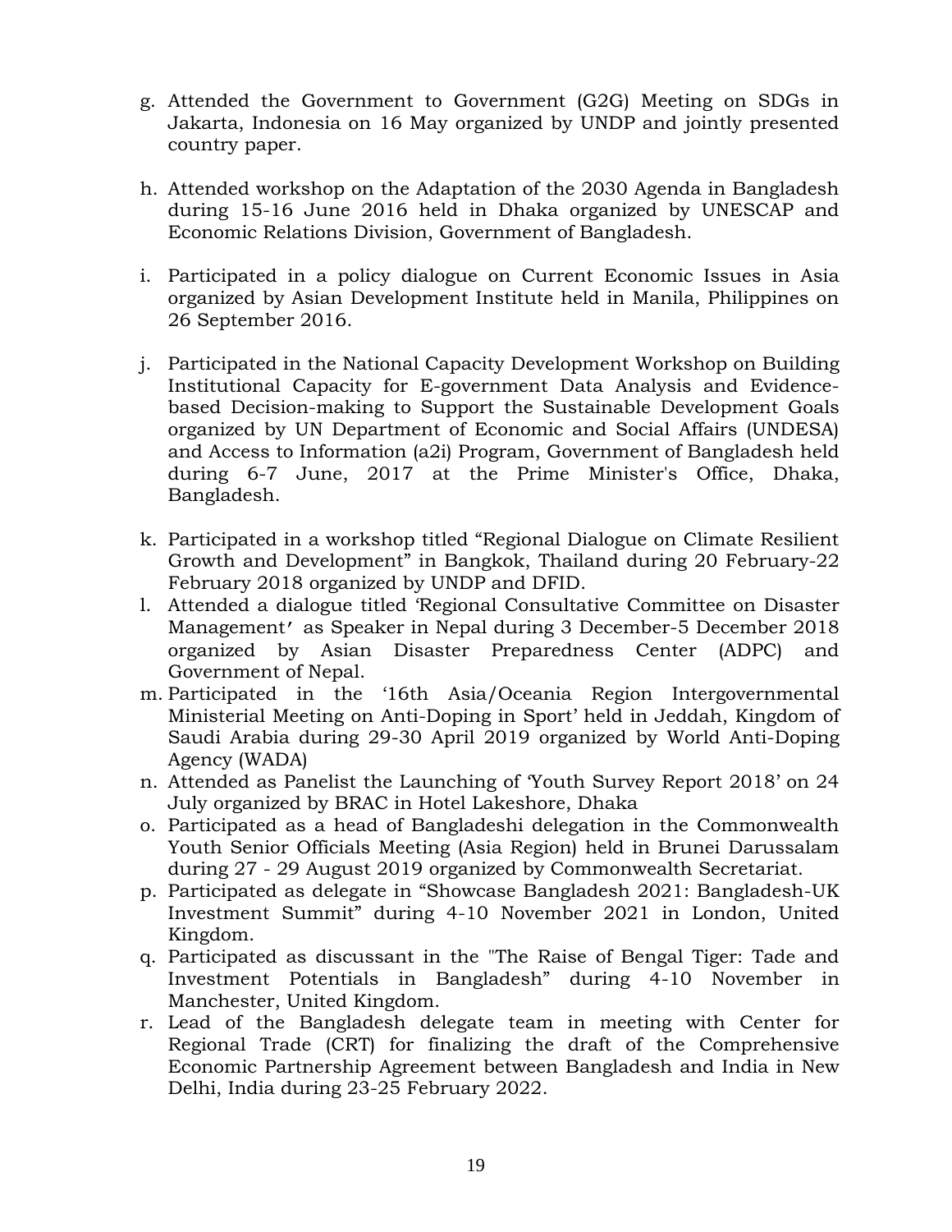g. Attended the Government to Government (G2G) Meeting on SDGs in Jakarta, Indonesia on 16 May organized by UNDP and jointly presented country paper.

h. Attended workshop on the Adaptation of the 2030 Agenda in Bangladesh during 15-16 June 2016 held in Dhaka organized by UNESCAP and Economic Relations Division, Government of Bangladesh.

i. Participated in a policy dialogue on Current Economic Issues in Asia organized by Asian Development Institute held in Manila, Philippines on 26 September 2016.

j. Participated in the National Capacity Development Workshop on Building Institutional Capacity for E-government Data Analysis and Evidence-based Decision-making to Support the Sustainable Development Goals organized by UN Department of Economic and Social Affairs (UNDESA) and Access to Information (a2i) Program, Government of Bangladesh held during 6-7 June, 2017 at the Prime Minister's Office, Dhaka, Bangladesh.

k. Participated in a workshop titled "Regional Dialogue on Climate Resilient Growth and Development" in Bangkok, Thailand during 20 February-22 February 2018 organized by UNDP and DFID.

l. Attended a dialogue titled 'Regional Consultative Committee on Disaster Management' as Speaker in Nepal during 3 December-5 December 2018 organized by Asian Disaster Preparedness Center (ADPC) and Government of Nepal.

m. Participated in the '16th Asia/Oceania Region Intergovernmental Ministerial Meeting on Anti-Doping in Sport' held in Jeddah, Kingdom of Saudi Arabia during 29-30 April 2019 organized by World Anti-Doping Agency (WADA)

n. Attended as Panelist the Launching of 'Youth Survey Report 2018' on 24 July organized by BRAC in Hotel Lakeshore, Dhaka

o. Participated as a head of Bangladeshi delegation in the Commonwealth Youth Senior Officials Meeting (Asia Region) held in Brunei Darussalam during 27 - 29 August 2019 organized by Commonwealth Secretariat.

p. Participated as delegate in "Showcase Bangladesh 2021: Bangladesh-UK Investment Summit" during 4-10 November 2021 in London, United Kingdom.

q. Participated as discussant in the "The Raise of Bengal Tiger: Tade and Investment Potentials in Bangladesh" during 4-10 November in Manchester, United Kingdom.

r. Lead of the Bangladesh delegate team in meeting with Center for Regional Trade (CRT) for finalizing the draft of the Comprehensive Economic Partnership Agreement between Bangladesh and India in New Delhi, India during 23-25 February 2022.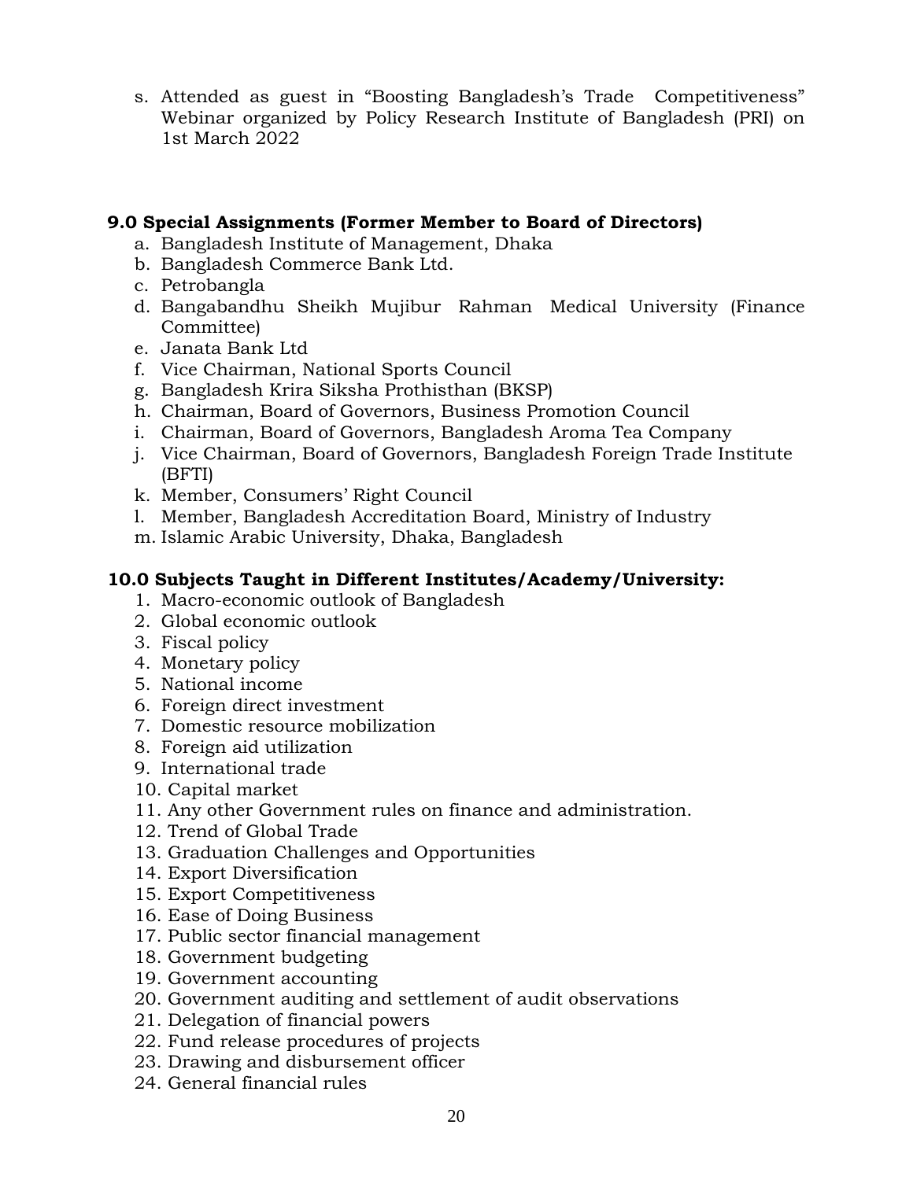s. Attended as guest in "Boosting Bangladesh's Trade Competitiveness" Webinar organized by Policy Research Institute of Bangladesh (PRI) on 1st March 2022

## 9.0 Special Assignments (Former Member to Board of Directors)

a. Bangladesh Institute of Management, Dhaka
b. Bangladesh Commerce Bank Ltd.
c. Petrobangla
d. Bangabandhu Sheikh Mujibur Rahman Medical University (Finance Committee)
e. Janata Bank Ltd
f. Vice Chairman, National Sports Council
g. Bangladesh Krira Siksha Prothisthan (BKSP)
h. Chairman, Board of Governors, Business Promotion Council
i. Chairman, Board of Governors, Bangladesh Aroma Tea Company
j. Vice Chairman, Board of Governors, Bangladesh Foreign Trade Institute (BFTI)
k. Member, Consumers' Right Council
l. Member, Bangladesh Accreditation Board, Ministry of Industry
m. Islamic Arabic University, Dhaka, Bangladesh

## 10.0 Subjects Taught in Different Institutes/Academy/University:

1. Macro-economic outlook of Bangladesh
2. Global economic outlook
3. Fiscal policy
4. Monetary policy
5. National income
6. Foreign direct investment
7. Domestic resource mobilization
8. Foreign aid utilization
9. International trade
10. Capital market
11. Any other Government rules on finance and administration.
12. Trend of Global Trade
13. Graduation Challenges and Opportunities
14. Export Diversification
15. Export Competitiveness
16. Ease of Doing Business
17. Public sector financial management
18. Government budgeting
19. Government accounting
20. Government auditing and settlement of audit observations
21. Delegation of financial powers
22. Fund release procedures of projects
23. Drawing and disbursement officer
24. General financial rules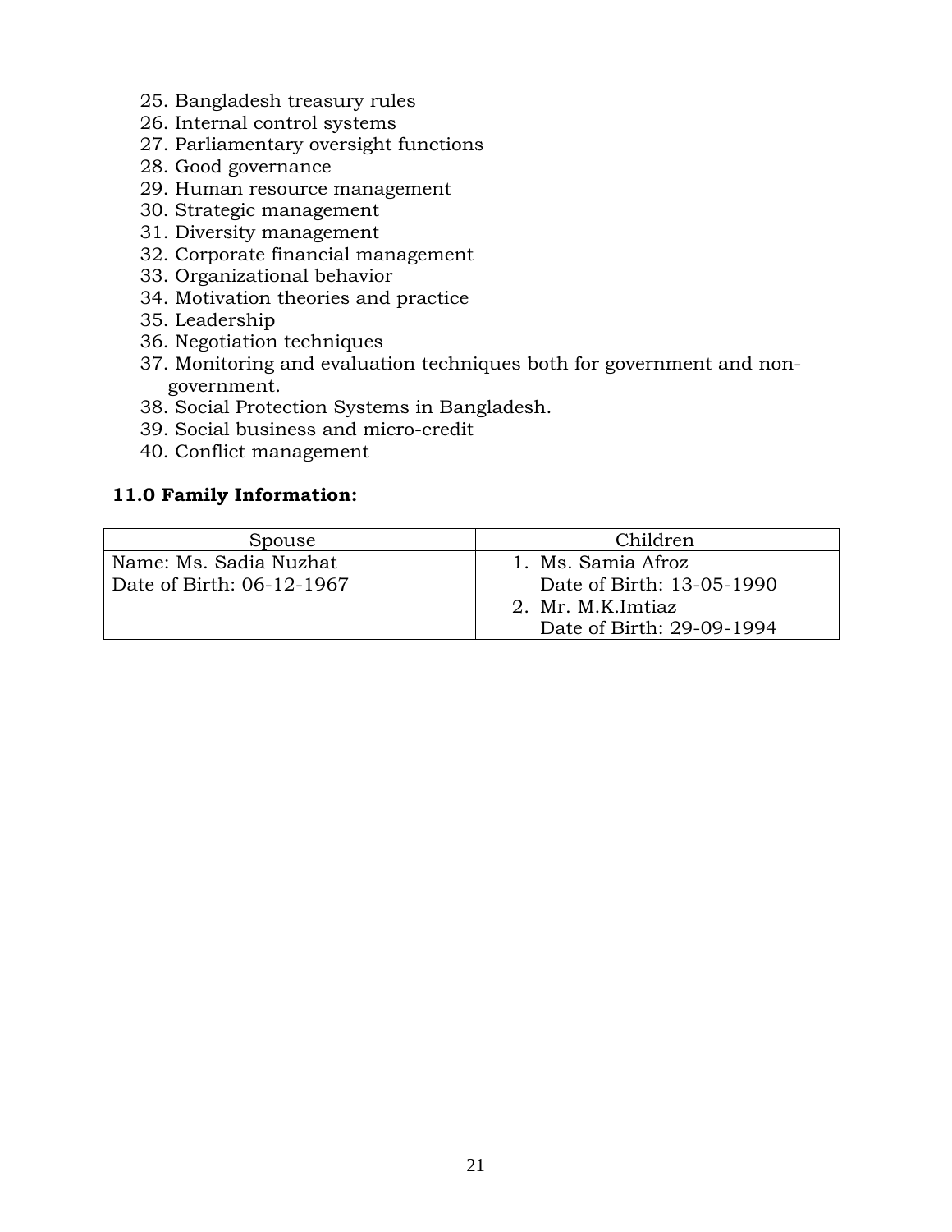25. Bangladesh treasury rules
26. Internal control systems
27. Parliamentary oversight functions
28. Good governance
29. Human resource management
30. Strategic management
31. Diversity management
32. Corporate financial management
33. Organizational behavior
34. Motivation theories and practice
35. Leadership
36. Negotiation techniques
37. Monitoring and evaluation techniques both for government and non-government.
38. Social Protection Systems in Bangladesh.
39. Social business and micro-credit
40. Conflict management

**11.0 Family Information:**

| Spouse | Children |
| --- | --- |
| Name: Ms. Sadia Nuzhat<br>Date of Birth: 06-12-1967 | 1. Ms. Samia Afroz<br>Date of Birth: 13-05-1990<br>2. Mr. M.K.Imtiaz<br>Date of Birth: 29-09-1994 |